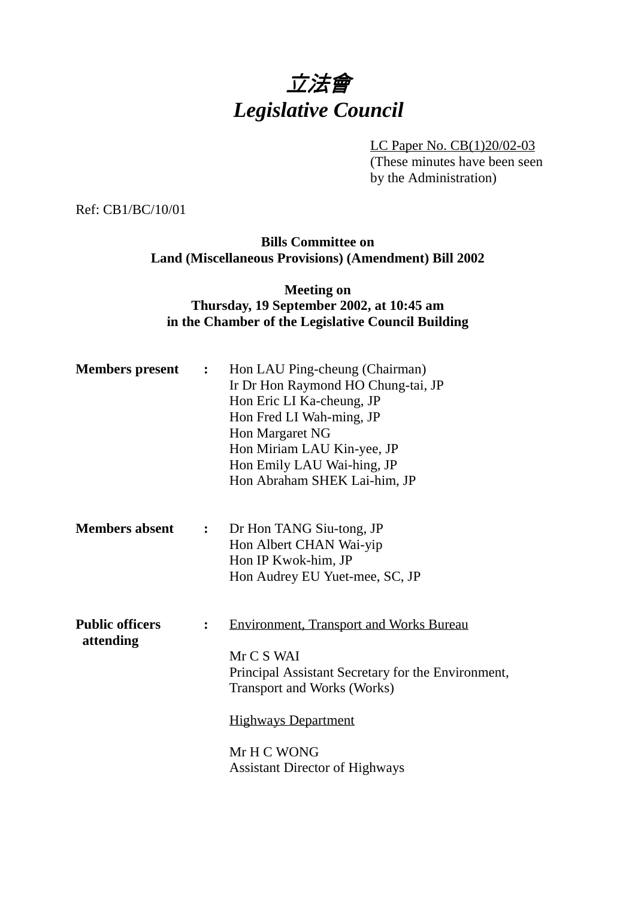# *立法會*
# *Legislative Council*

LC Paper No. CB(1)20/02-03
(These minutes have been seen by the Administration)

Ref: CB1/BC/10/01

**Bills Committee on**
**Land (Miscellaneous Provisions) (Amendment) Bill 2002**

**Meeting on**
**Thursday, 19 September 2002, at 10:45 am**
**in the Chamber of the Legislative Council Building**

**Members present** :
Hon LAU Ping-cheung (Chairman)
Ir Dr Hon Raymond HO Chung-tai, JP
Hon Eric LI Ka-cheung, JP
Hon Fred LI Wah-ming, JP
Hon Margaret NG
Hon Miriam LAU Kin-yee, JP
Hon Emily LAU Wai-hing, JP
Hon Abraham SHEK Lai-him, JP

**Members absent** :
Dr Hon TANG Siu-tong, JP
Hon Albert CHAN Wai-yip
Hon IP Kwok-him, JP
Hon Audrey EU Yuet-mee, SC, JP

**Public officers attending** :
Environment, Transport and Works Bureau

Mr C S WAI
Principal Assistant Secretary for the Environment, Transport and Works (Works)

Highways Department

Mr H C WONG
Assistant Director of Highways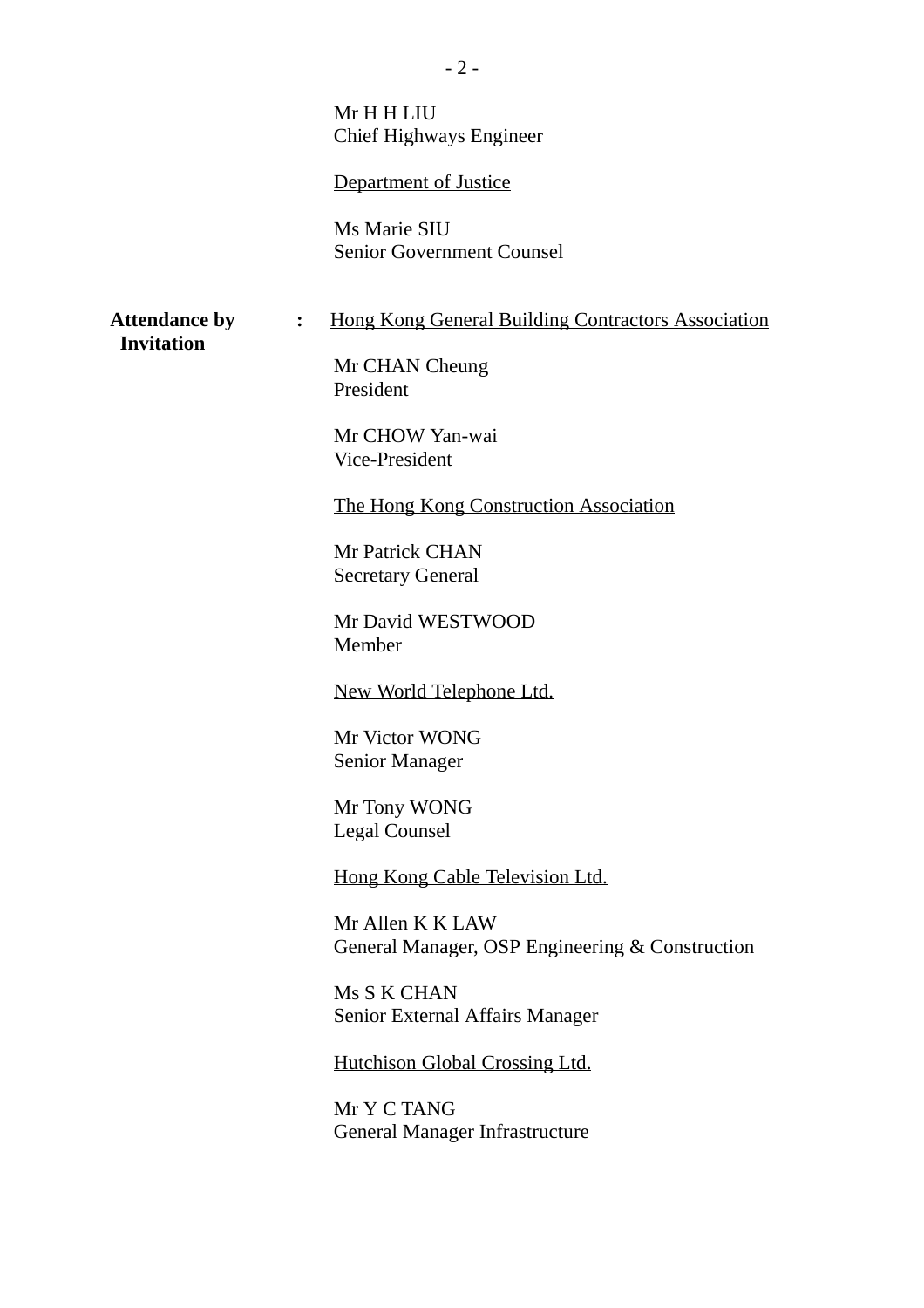Mr H H LIU
Chief Highways Engineer

Department of Justice

Ms Marie SIU
Senior Government Counsel

**Attendance by Invitation** :

Hong Kong General Building Contractors Association

Mr CHAN Cheung
President

Mr CHOW Yan-wai
Vice-President

The Hong Kong Construction Association

Mr Patrick CHAN
Secretary General

Mr David WESTWOOD
Member

New World Telephone Ltd.

Mr Victor WONG
Senior Manager

Mr Tony WONG
Legal Counsel

Hong Kong Cable Television Ltd.

Mr Allen K K LAW
General Manager, OSP Engineering & Construction

Ms S K CHAN
Senior External Affairs Manager

Hutchison Global Crossing Ltd.

Mr Y C TANG
General Manager Infrastructure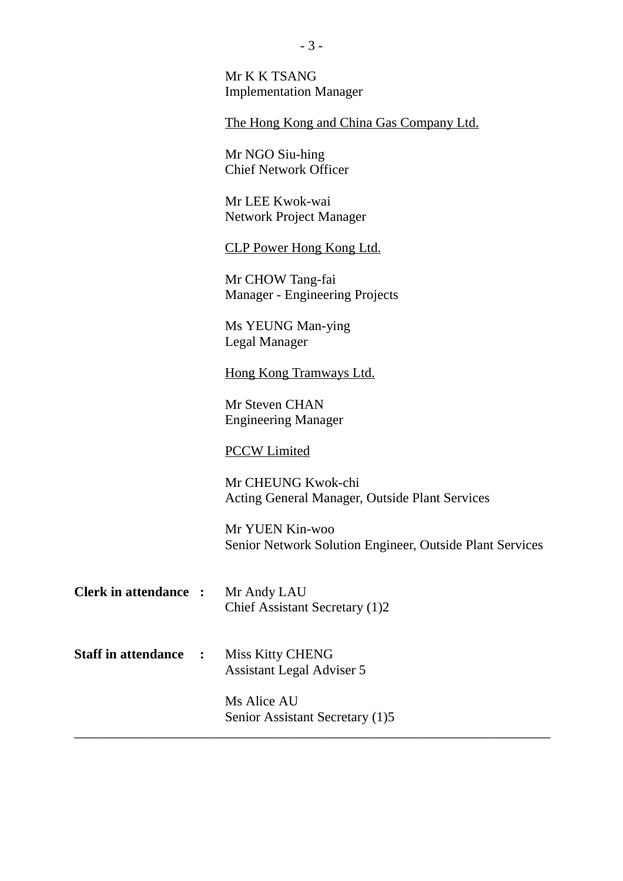Mr K K TSANG
Implementation Manager

<u>The Hong Kong and China Gas Company Ltd.</u>

Mr NGO Siu-hing
Chief Network Officer

Mr LEE Kwok-wai
Network Project Manager

<u>CLP Power Hong Kong Ltd.</u>

Mr CHOW Tang-fai
Manager - Engineering Projects

Ms YEUNG Man-ying
Legal Manager

<u>Hong Kong Tramways Ltd.</u>

Mr Steven CHAN
Engineering Manager

<u>PCCW Limited</u>

Mr CHEUNG Kwok-chi
Acting General Manager, Outside Plant Services

Mr YUEN Kin-woo
Senior Network Solution Engineer, Outside Plant Services

**Clerk in attendance :** Mr Andy LAU
Chief Assistant Secretary (1)2

**Staff in attendance :** Miss Kitty CHENG
Assistant Legal Adviser 5

Ms Alice AU
Senior Assistant Secretary (1)5

---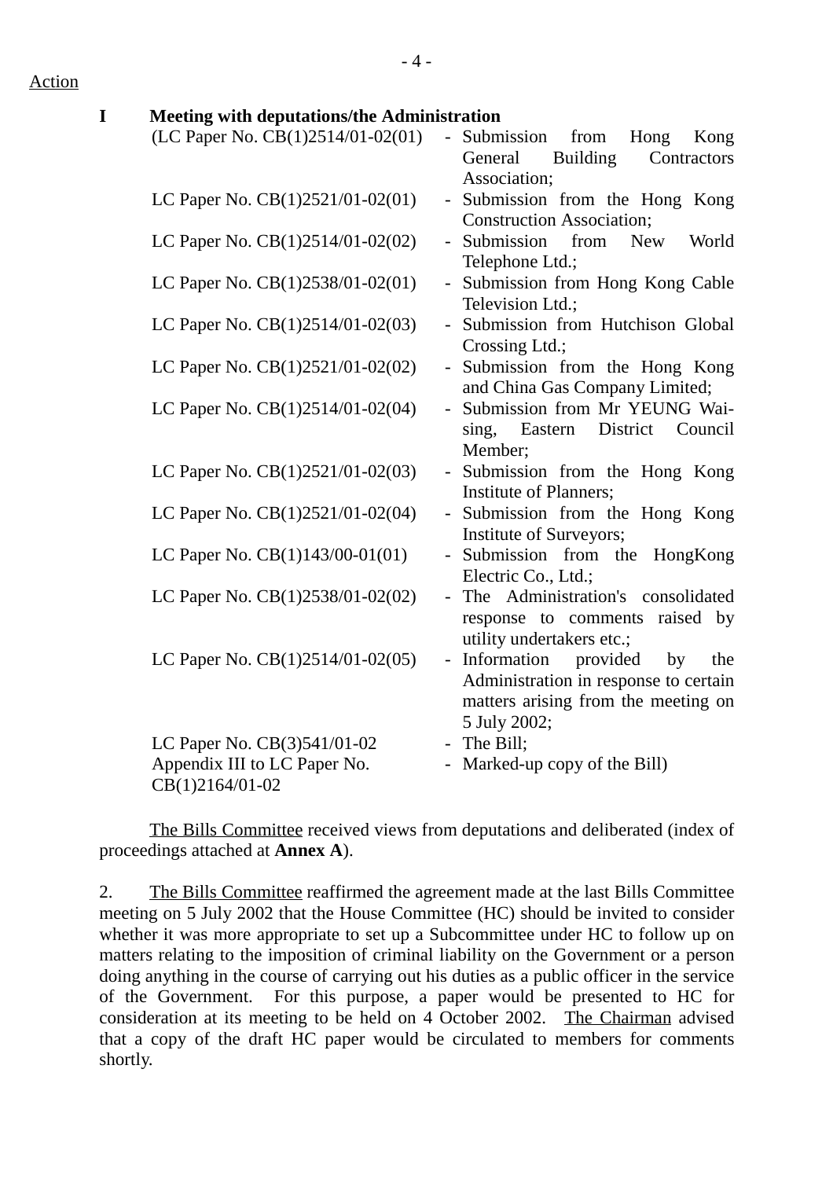Action

**I Meeting with deputations/the Administration**

(LC Paper No. CB(1)2514/01-02(01) - Submission from Hong Kong General Building Contractors Association;

LC Paper No. CB(1)2521/01-02(01) - Submission from the Hong Kong Construction Association;

LC Paper No. CB(1)2514/01-02(02) - Submission from New World Telephone Ltd.;

LC Paper No. CB(1)2538/01-02(01) - Submission from Hong Kong Cable Television Ltd.;

LC Paper No. CB(1)2514/01-02(03) - Submission from Hutchison Global Crossing Ltd.;

LC Paper No. CB(1)2521/01-02(02) - Submission from the Hong Kong and China Gas Company Limited;

LC Paper No. CB(1)2514/01-02(04) - Submission from Mr YEUNG Wai-sing, Eastern District Council Member;

LC Paper No. CB(1)2521/01-02(03) - Submission from the Hong Kong Institute of Planners;

LC Paper No. CB(1)2521/01-02(04) - Submission from the Hong Kong Institute of Surveyors;

LC Paper No. CB(1)143/00-01(01) - Submission from the HongKong Electric Co., Ltd.;

LC Paper No. CB(1)2538/01-02(02) - The Administration's consolidated response to comments raised by utility undertakers etc.;

LC Paper No. CB(1)2514/01-02(05) - Information provided by the Administration in response to certain matters arising from the meeting on 5 July 2002;

LC Paper No. CB(3)541/01-02 - The Bill;

Appendix III to LC Paper No. CB(1)2164/01-02 - Marked-up copy of the Bill)

The Bills Committee received views from deputations and deliberated (index of proceedings attached at **Annex A**).

2. The Bills Committee reaffirmed the agreement made at the last Bills Committee meeting on 5 July 2002 that the House Committee (HC) should be invited to consider whether it was more appropriate to set up a Subcommittee under HC to follow up on matters relating to the imposition of criminal liability on the Government or a person doing anything in the course of carrying out his duties as a public officer in the service of the Government. For this purpose, a paper would be presented to HC for consideration at its meeting to be held on 4 October 2002. The Chairman advised that a copy of the draft HC paper would be circulated to members for comments shortly.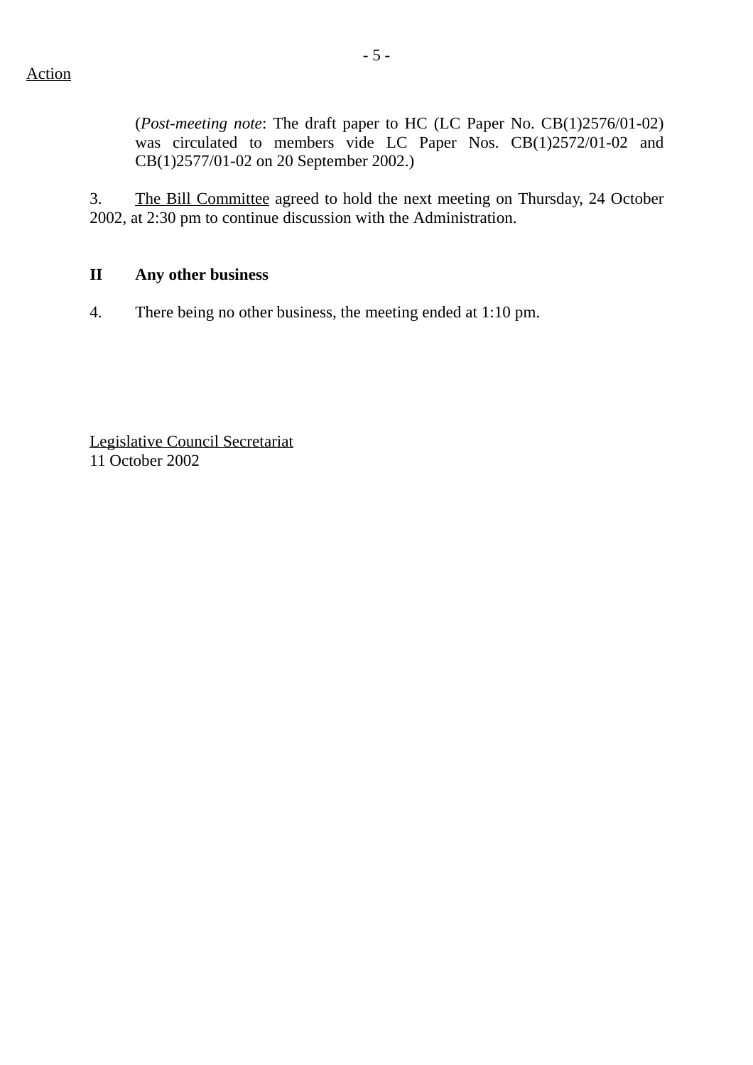Action

(*Post-meeting note*: The draft paper to HC (LC Paper No. CB(1)2576/01-02) was circulated to members vide LC Paper Nos. CB(1)2572/01-02 and CB(1)2577/01-02 on 20 September 2002.)

3. The Bill Committee agreed to hold the next meeting on Thursday, 24 October 2002, at 2:30 pm to continue discussion with the Administration.

**II Any other business**

4. There being no other business, the meeting ended at 1:10 pm.

Legislative Council Secretariat
11 October 2002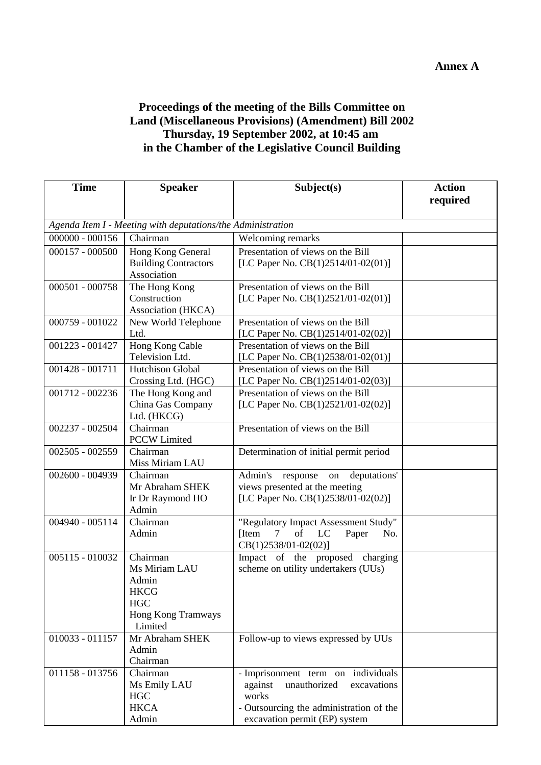**Annex A**

## Proceedings of the meeting of the Bills Committee on Land (Miscellaneous Provisions) (Amendment) Bill 2002 Thursday, 19 September 2002, at 10:45 am in the Chamber of the Legislative Council Building

| Time | Speaker | Subject(s) | Action required |
|---|---|---|---|
| *Agenda Item I - Meeting with deputations/the Administration* | | | |
| 000000 - 000156 | Chairman | Welcoming remarks | |
| 000157 - 000500 | Hong Kong General Building Contractors Association | Presentation of views on the Bill [LC Paper No. CB(1)2514/01-02(01)] | |
| 000501 - 000758 | The Hong Kong Construction Association (HKCA) | Presentation of views on the Bill [LC Paper No. CB(1)2521/01-02(01)] | |
| 000759 - 001022 | New World Telephone Ltd. | Presentation of views on the Bill [LC Paper No. CB(1)2514/01-02(02)] | |
| 001223 - 001427 | Hong Kong Cable Television Ltd. | Presentation of views on the Bill [LC Paper No. CB(1)2538/01-02(01)] | |
| 001428 - 001711 | Hutchison Global Crossing Ltd. (HGC) | Presentation of views on the Bill [LC Paper No. CB(1)2514/01-02(03)] | |
| 001712 - 002236 | The Hong Kong and China Gas Company Ltd. (HKCG) | Presentation of views on the Bill [LC Paper No. CB(1)2521/01-02(02)] | |
| 002237 - 002504 | Chairman<br>PCCW Limited | Presentation of views on the Bill | |
| 002505 - 002559 | Chairman<br>Miss Miriam LAU | Determination of initial permit period | |
| 002600 - 004939 | Chairman<br>Mr Abraham SHEK<br>Ir Dr Raymond HO<br>Admin | Admin's response on deputations' views presented at the meeting [LC Paper No. CB(1)2538/01-02(02)] | |
| 004940 - 005114 | Chairman<br>Admin | "Regulatory Impact Assessment Study" [Item 7 of LC Paper No. CB(1)2538/01-02(02)] | |
| 005115 - 010032 | Chairman<br>Ms Miriam LAU<br>Admin<br>HKCG<br>HGC<br>Hong Kong Tramways Limited | Impact of the proposed charging scheme on utility undertakers (UUs) | |
| 010033 - 011157 | Mr Abraham SHEK<br>Admin<br>Chairman | Follow-up to views expressed by UUs | |
| 011158 - 013756 | Chairman<br>Ms Emily LAU<br>HGC<br>HKCA<br>Admin | - Imprisonment term on individuals against unauthorized excavations works<br>- Outsourcing the administration of the excavation permit (EP) system | |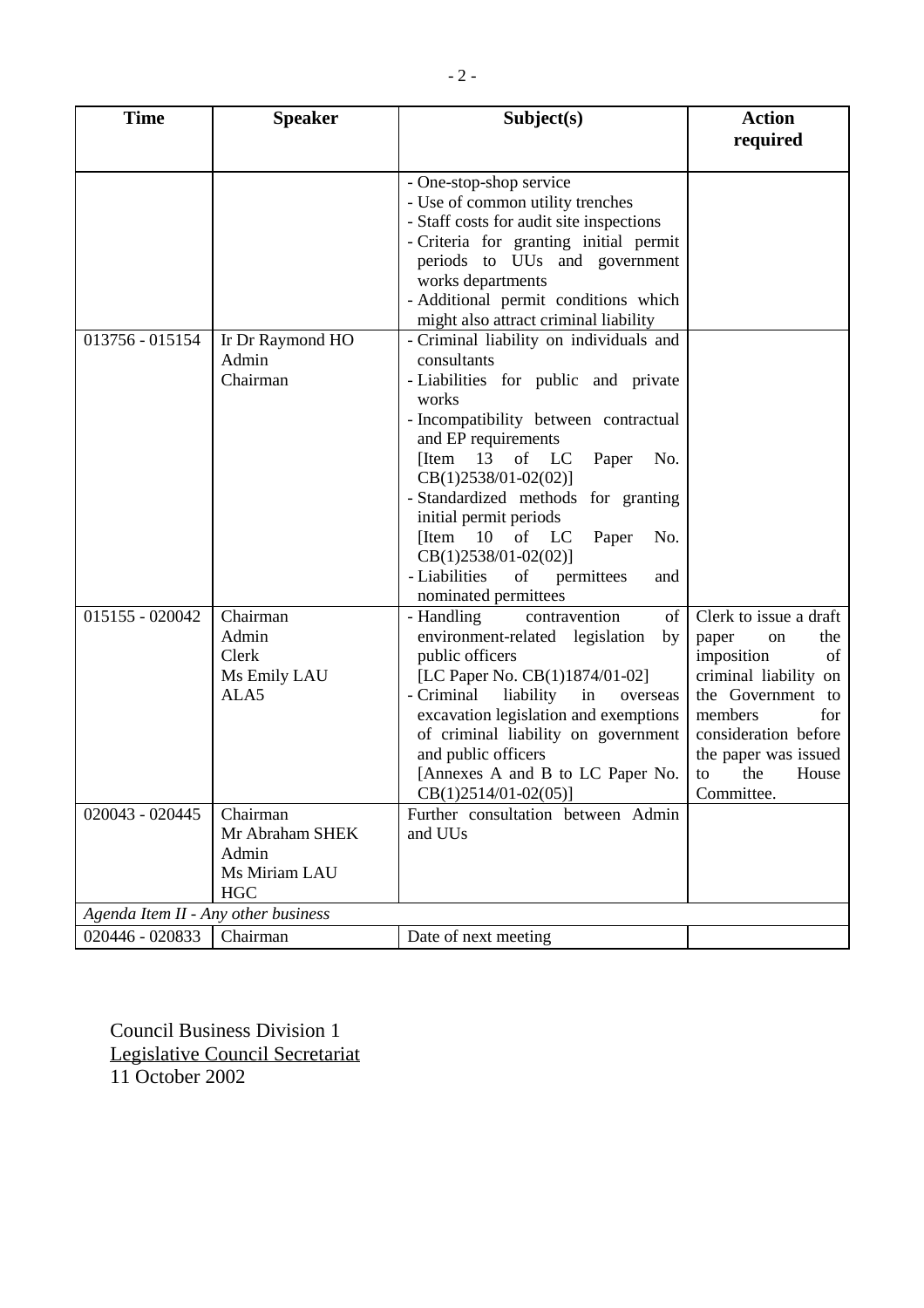| Time | Speaker | Subject(s) | Action required |
|---|---|---|---|
| | | - One-stop-shop service<br>- Use of common utility trenches<br>- Staff costs for audit site inspections<br>- Criteria for granting initial permit periods to UUs and government works departments<br>- Additional permit conditions which might also attract criminal liability | |
| 013756 - 015154 | Ir Dr Raymond HO<br>Admin<br>Chairman | - Criminal liability on individuals and consultants<br>- Liabilities for public and private works<br>- Incompatibility between contractual and EP requirements<br>[Item 13 of LC Paper No. CB(1)2538/01-02(02)]<br>- Standardized methods for granting initial permit periods<br>[Item 10 of LC Paper No. CB(1)2538/01-02(02)]<br>- Liabilities of permittees and nominated permittees | |
| 015155 - 020042 | Chairman<br>Admin<br>Clerk<br>Ms Emily LAU<br>ALA5 | - Handling contravention of environment-related legislation by public officers<br>[LC Paper No. CB(1)1874/01-02]<br>- Criminal liability in overseas excavation legislation and exemptions of criminal liability on government and public officers<br>[Annexes A and B to LC Paper No. CB(1)2514/01-02(05)] | Clerk to issue a draft paper on the imposition of criminal liability on the Government to members for consideration before the paper was issued to the House Committee. |
| 020043 - 020445 | Chairman<br>Mr Abraham SHEK<br>Admin<br>Ms Miriam LAU<br>HGC | Further consultation between Admin and UUs | |
| *Agenda Item II - Any other business* | | | |
| 020446 - 020833 | Chairman | Date of next meeting | |

Council Business Division 1
Legislative Council Secretariat
11 October 2002